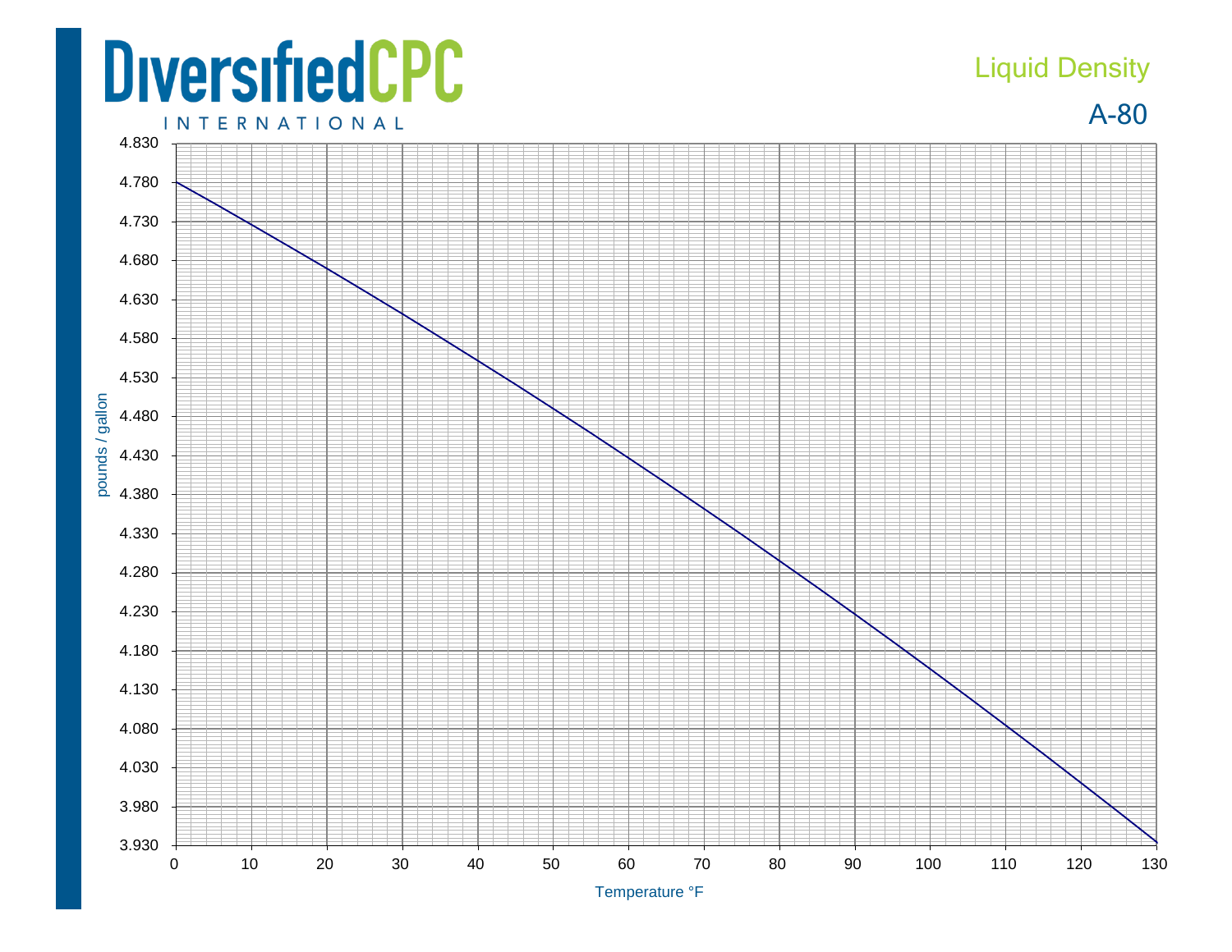# DiversifiedCPC INTERNATIONAL

## Liquid Density

### A-80

pounds / gallon

4.830
4.780
4.730
4.680
4.630
4.580
4.530
4.480
4.430
4.380
4.330
4.280
4.230
4.180
4.130
4.080
4.030
3.980
3.930

0 10 20 30 40 50 60 70 80 90 100 110 120 130

Temperature °F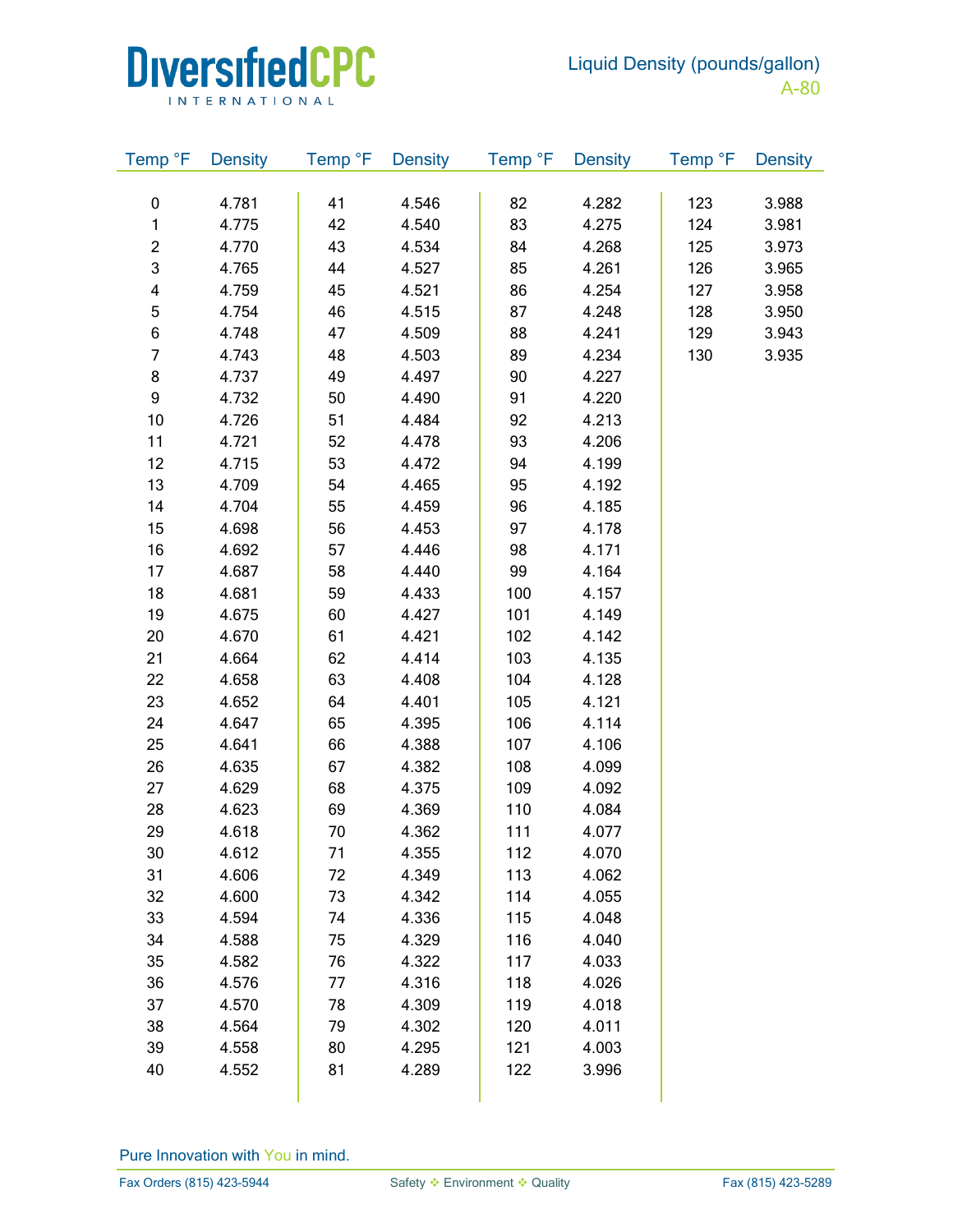# DiversifiedCPC International

## Liquid Density (pounds/gallon)

### A-80

| Temp °F | Density | Temp °F | Density | Temp °F | Density | Temp °F | Density |
|---|---|---|---|---|---|---|---|
| 0 | 4.781 | 41 | 4.546 | 82 | 4.282 | 123 | 3.988 |
| 1 | 4.775 | 42 | 4.540 | 83 | 4.275 | 124 | 3.981 |
| 2 | 4.770 | 43 | 4.534 | 84 | 4.268 | 125 | 3.973 |
| 3 | 4.765 | 44 | 4.527 | 85 | 4.261 | 126 | 3.965 |
| 4 | 4.759 | 45 | 4.521 | 86 | 4.254 | 127 | 3.958 |
| 5 | 4.754 | 46 | 4.515 | 87 | 4.248 | 128 | 3.950 |
| 6 | 4.748 | 47 | 4.509 | 88 | 4.241 | 129 | 3.943 |
| 7 | 4.743 | 48 | 4.503 | 89 | 4.234 | 130 | 3.935 |
| 8 | 4.737 | 49 | 4.497 | 90 | 4.227 | | |
| 9 | 4.732 | 50 | 4.490 | 91 | 4.220 | | |
| 10 | 4.726 | 51 | 4.484 | 92 | 4.213 | | |
| 11 | 4.721 | 52 | 4.478 | 93 | 4.206 | | |
| 12 | 4.715 | 53 | 4.472 | 94 | 4.199 | | |
| 13 | 4.709 | 54 | 4.465 | 95 | 4.192 | | |
| 14 | 4.704 | 55 | 4.459 | 96 | 4.185 | | |
| 15 | 4.698 | 56 | 4.453 | 97 | 4.178 | | |
| 16 | 4.692 | 57 | 4.446 | 98 | 4.171 | | |
| 17 | 4.687 | 58 | 4.440 | 99 | 4.164 | | |
| 18 | 4.681 | 59 | 4.433 | 100 | 4.157 | | |
| 19 | 4.675 | 60 | 4.427 | 101 | 4.149 | | |
| 20 | 4.670 | 61 | 4.421 | 102 | 4.142 | | |
| 21 | 4.664 | 62 | 4.414 | 103 | 4.135 | | |
| 22 | 4.658 | 63 | 4.408 | 104 | 4.128 | | |
| 23 | 4.652 | 64 | 4.401 | 105 | 4.121 | | |
| 24 | 4.647 | 65 | 4.395 | 106 | 4.114 | | |
| 25 | 4.641 | 66 | 4.388 | 107 | 4.106 | | |
| 26 | 4.635 | 67 | 4.382 | 108 | 4.099 | | |
| 27 | 4.629 | 68 | 4.375 | 109 | 4.092 | | |
| 28 | 4.623 | 69 | 4.369 | 110 | 4.084 | | |
| 29 | 4.618 | 70 | 4.362 | 111 | 4.077 | | |
| 30 | 4.612 | 71 | 4.355 | 112 | 4.070 | | |
| 31 | 4.606 | 72 | 4.349 | 113 | 4.062 | | |
| 32 | 4.600 | 73 | 4.342 | 114 | 4.055 | | |
| 33 | 4.594 | 74 | 4.336 | 115 | 4.048 | | |
| 34 | 4.588 | 75 | 4.329 | 116 | 4.040 | | |
| 35 | 4.582 | 76 | 4.322 | 117 | 4.033 | | |
| 36 | 4.576 | 77 | 4.316 | 118 | 4.026 | | |
| 37 | 4.570 | 78 | 4.309 | 119 | 4.018 | | |
| 38 | 4.564 | 79 | 4.302 | 120 | 4.011 | | |
| 39 | 4.558 | 80 | 4.295 | 121 | 4.003 | | |
| 40 | 4.552 | 81 | 4.289 | 122 | 3.996 | | |

Pure Innovation with You in mind.

Fax Orders (815) 423-5944 | Safety ❖ Environment ❖ Quality | Fax (815) 423-5289